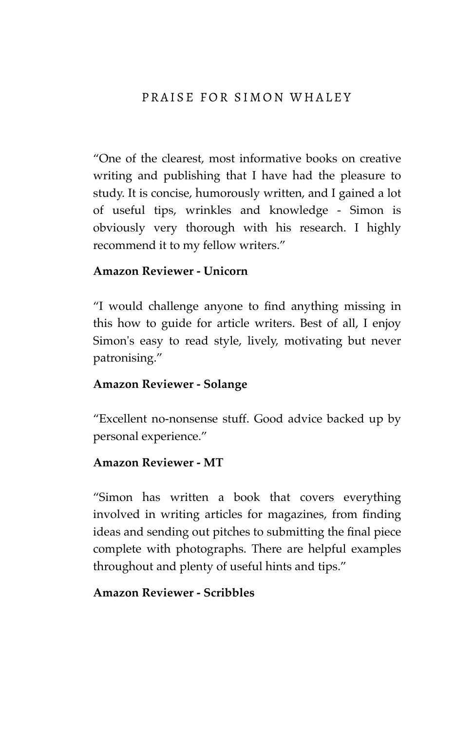# PRAISE FOR SIMON WHALEY

"One of the clearest, most informative books on creative writing and publishing that I have had the pleasure to study. It is concise, humorously written, and I gained a lot of useful tips, wrinkles and knowledge - Simon is obviously very thorough with his research. I highly recommend it to my fellow writers."

**Amazon Reviewer - Unicorn**

"I would challenge anyone to find anything missing in this how to guide for article writers. Best of all, I enjoy Simon's easy to read style, lively, motivating but never patronising."

**Amazon Reviewer - Solange**

"Excellent no-nonsense stuff. Good advice backed up by personal experience."

**Amazon Reviewer - MT**

"Simon has written a book that covers everything involved in writing articles for magazines, from finding ideas and sending out pitches to submitting the final piece complete with photographs. There are helpful examples throughout and plenty of useful hints and tips."

**Amazon Reviewer - Scribbles**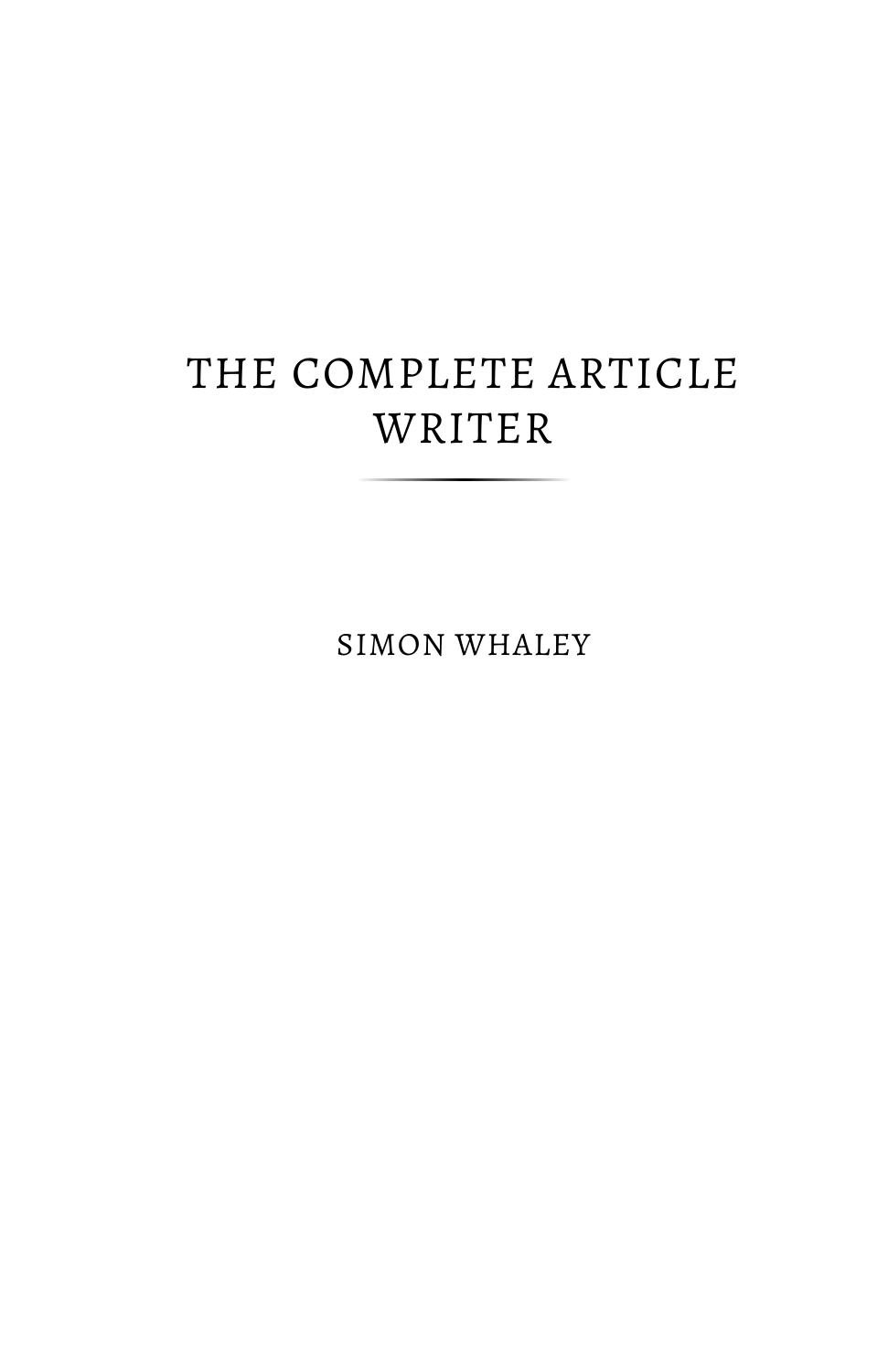# THE COMPLETE ARTICLE WRITER

SIMON WHALEY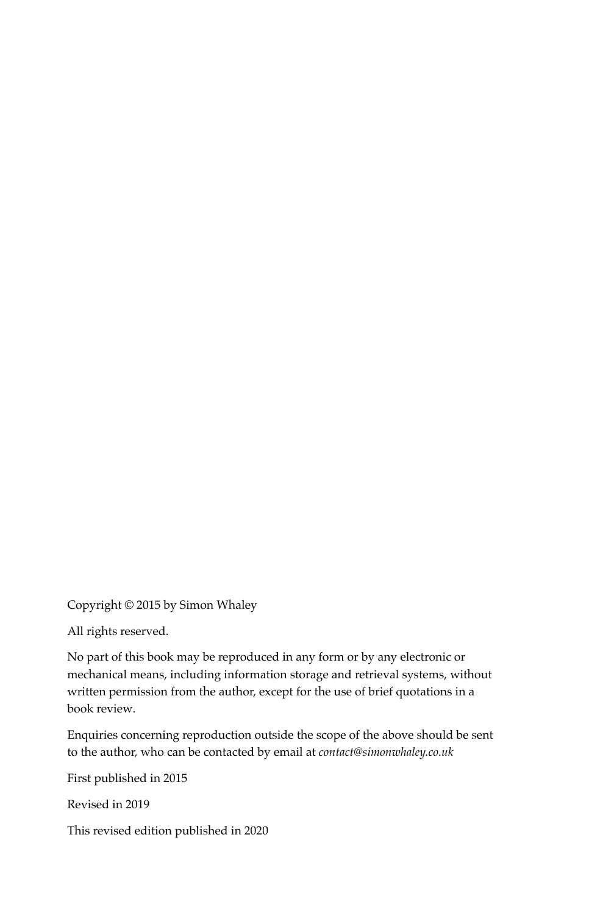Copyright © 2015 by Simon Whaley

All rights reserved.

No part of this book may be reproduced in any form or by any electronic or mechanical means, including information storage and retrieval systems, without written permission from the author, except for the use of brief quotations in a book review.

Enquiries concerning reproduction outside the scope of the above should be sent to the author, who can be contacted by email at *contact@simonwhaley.co.uk*

First published in 2015

Revised in 2019

This revised edition published in 2020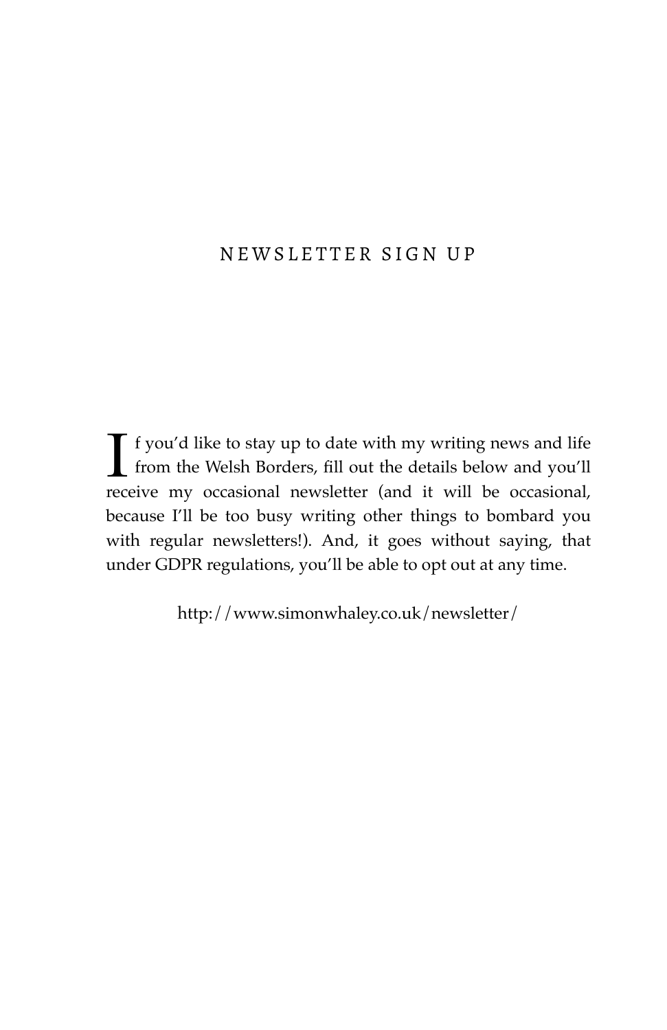# NEWSLETTER SIGN UP

If you'd like to stay up to date with my writing news and life from the Welsh Borders, fill out the details below and you'll receive my occasional newsletter (and it will be occasional, because I'll be too busy writing other things to bombard you with regular newsletters!). And, it goes without saying, that under GDPR regulations, you'll be able to opt out at any time.

http://www.simonwhaley.co.uk/newsletter/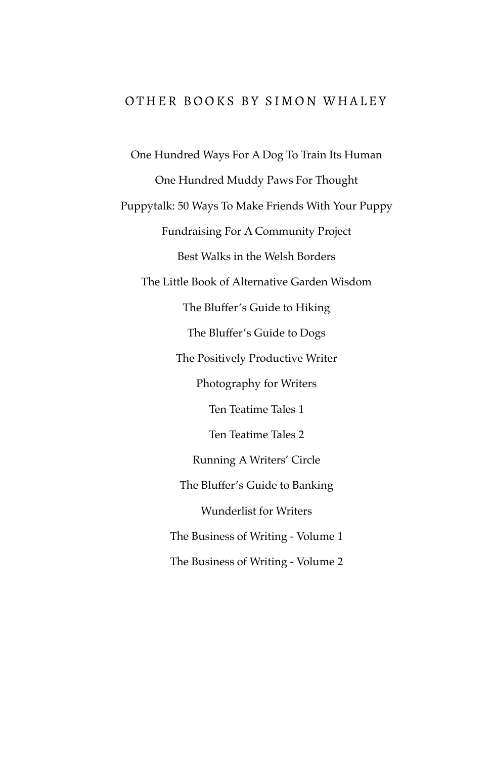## OTHER BOOKS BY SIMON WHALEY

One Hundred Ways For A Dog To Train Its Human

One Hundred Muddy Paws For Thought

Puppytalk: 50 Ways To Make Friends With Your Puppy

Fundraising For A Community Project

Best Walks in the Welsh Borders

The Little Book of Alternative Garden Wisdom

The Bluffer's Guide to Hiking

The Bluffer's Guide to Dogs

The Positively Productive Writer

Photography for Writers

Ten Teatime Tales 1

Ten Teatime Tales 2

Running A Writers' Circle

The Bluffer's Guide to Banking

Wunderlist for Writers

The Business of Writing - Volume 1

The Business of Writing - Volume 2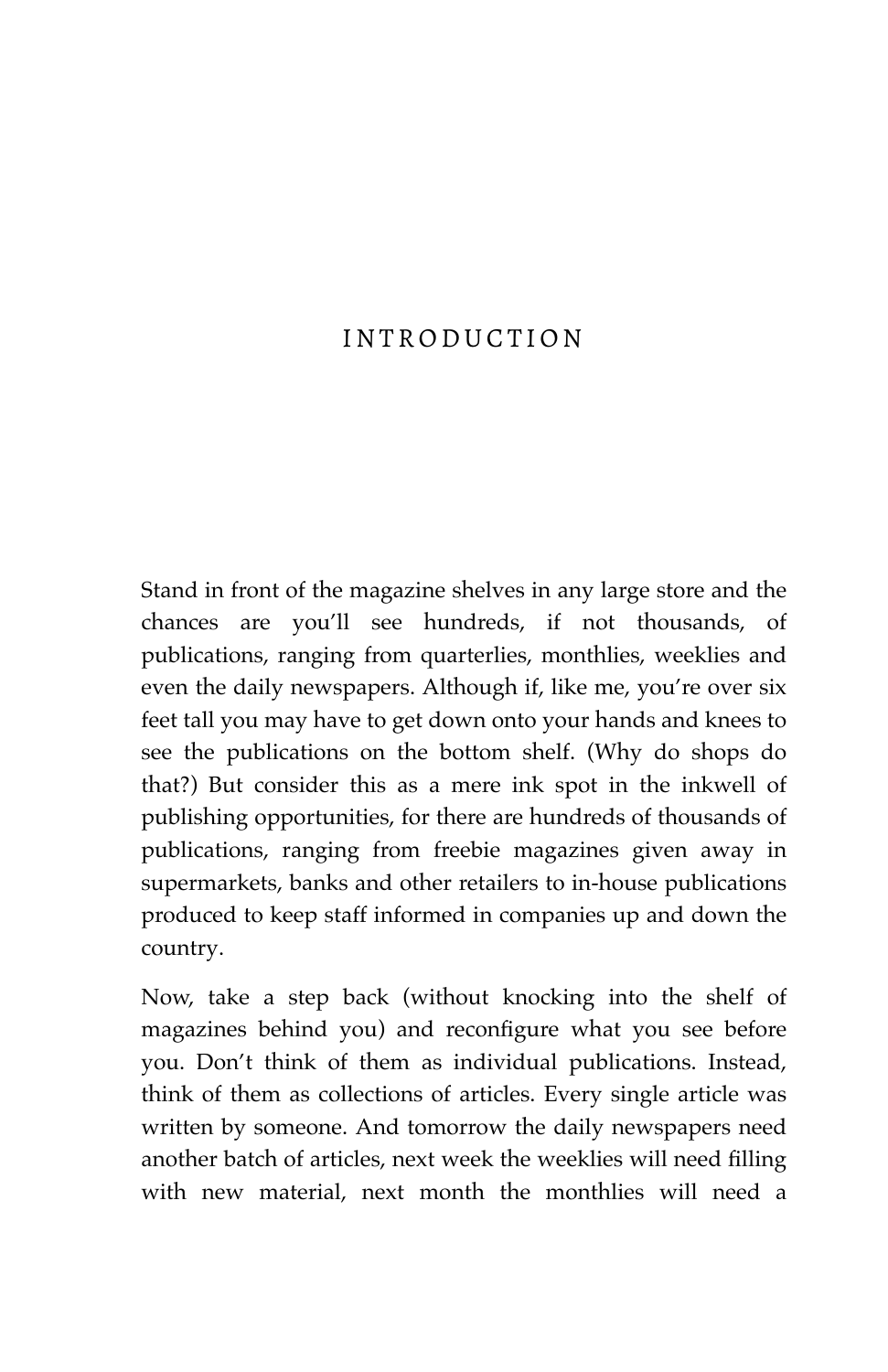# INTRODUCTION

Stand in front of the magazine shelves in any large store and the chances are you'll see hundreds, if not thousands, of publications, ranging from quarterlies, monthlies, weeklies and even the daily newspapers. Although if, like me, you're over six feet tall you may have to get down onto your hands and knees to see the publications on the bottom shelf. (Why do shops do that?) But consider this as a mere ink spot in the inkwell of publishing opportunities, for there are hundreds of thousands of publications, ranging from freebie magazines given away in supermarkets, banks and other retailers to in-house publications produced to keep staff informed in companies up and down the country.

Now, take a step back (without knocking into the shelf of magazines behind you) and reconfigure what you see before you. Don't think of them as individual publications. Instead, think of them as collections of articles. Every single article was written by someone. And tomorrow the daily newspapers need another batch of articles, next week the weeklies will need filling with new material, next month the monthlies will need a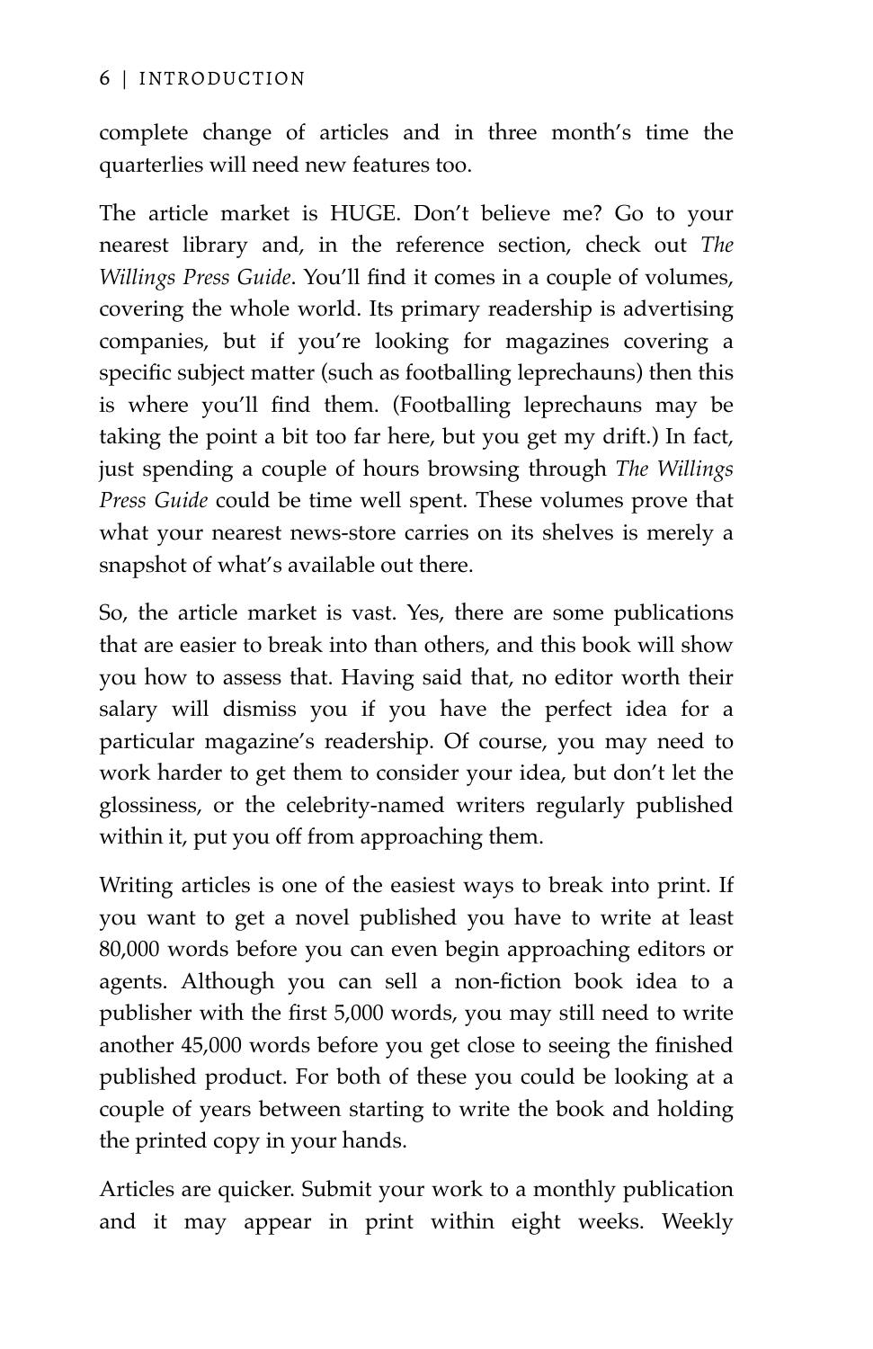complete change of articles and in three month's time the quarterlies will need new features too.

The article market is HUGE. Don't believe me? Go to your nearest library and, in the reference section, check out *The Willings Press Guide*. You'll find it comes in a couple of volumes, covering the whole world. Its primary readership is advertising companies, but if you're looking for magazines covering a specific subject matter (such as footballing leprechauns) then this is where you'll find them. (Footballing leprechauns may be taking the point a bit too far here, but you get my drift.) In fact, just spending a couple of hours browsing through *The Willings Press Guide* could be time well spent. These volumes prove that what your nearest news-store carries on its shelves is merely a snapshot of what's available out there.

So, the article market is vast. Yes, there are some publications that are easier to break into than others, and this book will show you how to assess that. Having said that, no editor worth their salary will dismiss you if you have the perfect idea for a particular magazine's readership. Of course, you may need to work harder to get them to consider your idea, but don't let the glossiness, or the celebrity-named writers regularly published within it, put you off from approaching them.

Writing articles is one of the easiest ways to break into print. If you want to get a novel published you have to write at least 80,000 words before you can even begin approaching editors or agents. Although you can sell a non-fiction book idea to a publisher with the first 5,000 words, you may still need to write another 45,000 words before you get close to seeing the finished published product. For both of these you could be looking at a couple of years between starting to write the book and holding the printed copy in your hands.

Articles are quicker. Submit your work to a monthly publication and it may appear in print within eight weeks. Weekly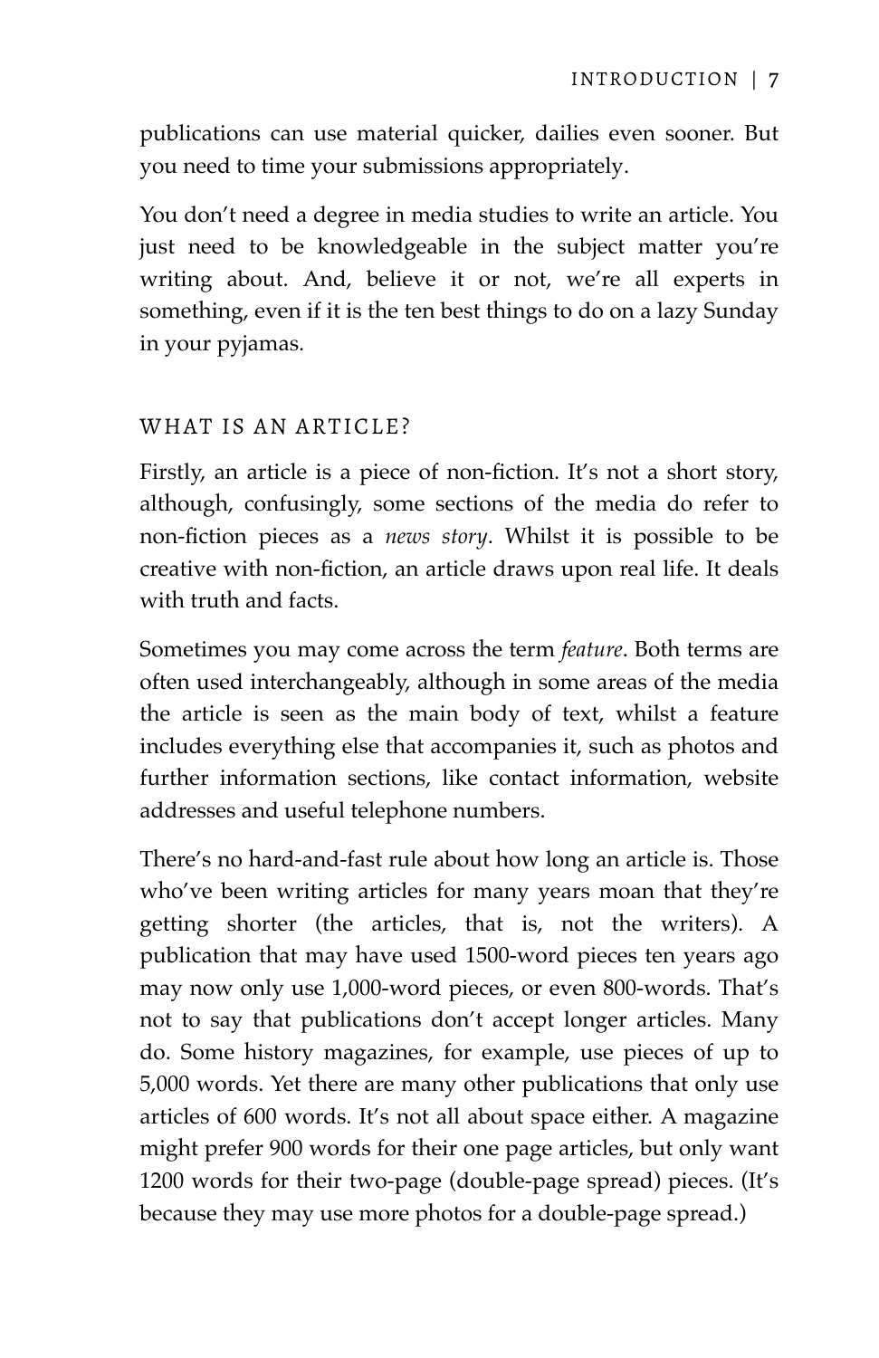publications can use material quicker, dailies even sooner. But you need to time your submissions appropriately.

You don't need a degree in media studies to write an article. You just need to be knowledgeable in the subject matter you're writing about. And, believe it or not, we're all experts in something, even if it is the ten best things to do on a lazy Sunday in your pyjamas.

## WHAT IS AN ARTICLE?

Firstly, an article is a piece of non-fiction. It's not a short story, although, confusingly, some sections of the media do refer to non-fiction pieces as a *news story*. Whilst it is possible to be creative with non-fiction, an article draws upon real life. It deals with truth and facts.

Sometimes you may come across the term *feature*. Both terms are often used interchangeably, although in some areas of the media the article is seen as the main body of text, whilst a feature includes everything else that accompanies it, such as photos and further information sections, like contact information, website addresses and useful telephone numbers.

There's no hard-and-fast rule about how long an article is. Those who've been writing articles for many years moan that they're getting shorter (the articles, that is, not the writers). A publication that may have used 1500-word pieces ten years ago may now only use 1,000-word pieces, or even 800-words. That's not to say that publications don't accept longer articles. Many do. Some history magazines, for example, use pieces of up to 5,000 words. Yet there are many other publications that only use articles of 600 words. It's not all about space either. A magazine might prefer 900 words for their one page articles, but only want 1200 words for their two-page (double-page spread) pieces. (It's because they may use more photos for a double-page spread.)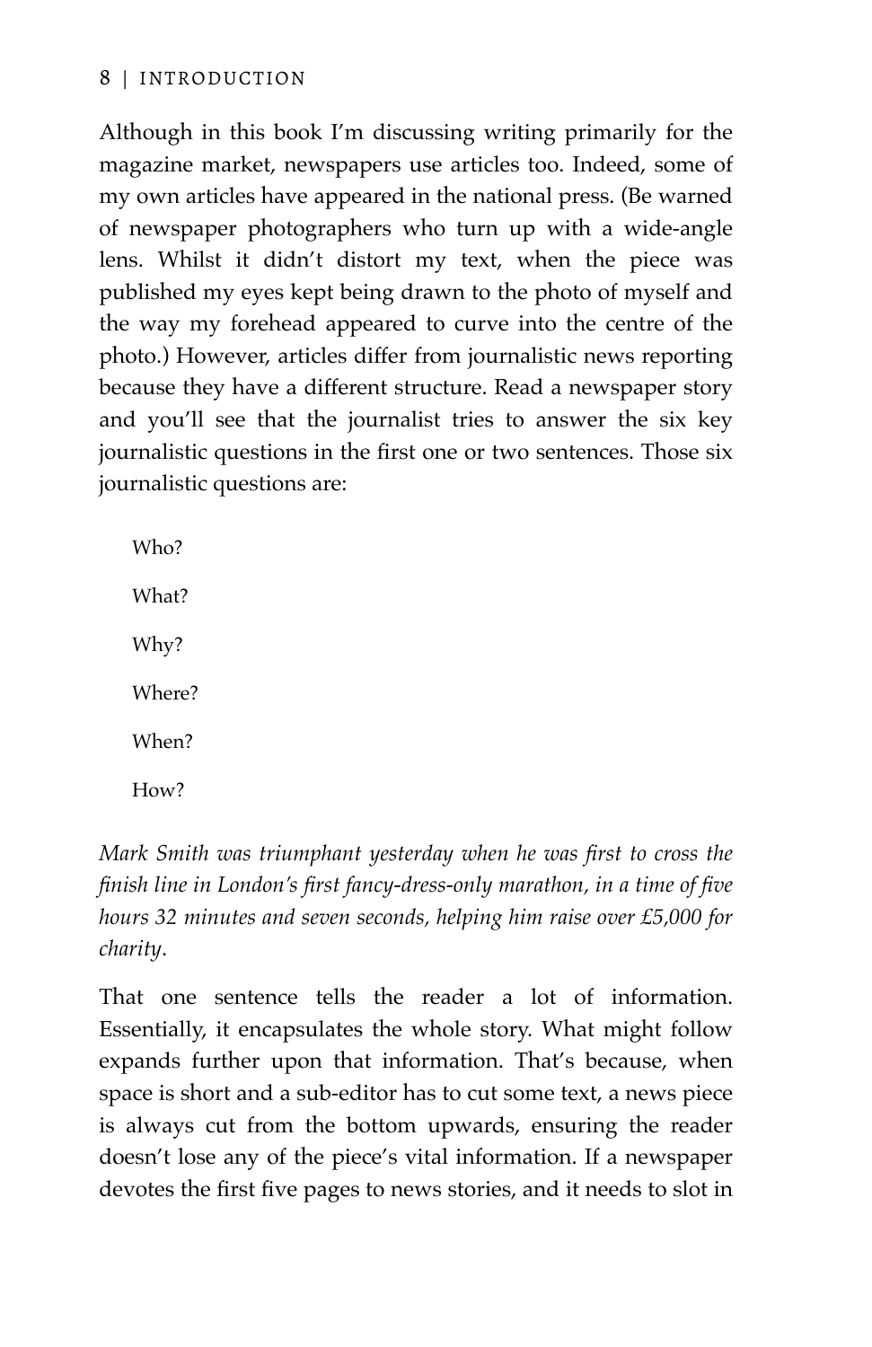Although in this book I'm discussing writing primarily for the magazine market, newspapers use articles too. Indeed, some of my own articles have appeared in the national press. (Be warned of newspaper photographers who turn up with a wide-angle lens. Whilst it didn't distort my text, when the piece was published my eyes kept being drawn to the photo of myself and the way my forehead appeared to curve into the centre of the photo.) However, articles differ from journalistic news reporting because they have a different structure. Read a newspaper story and you'll see that the journalist tries to answer the six key journalistic questions in the first one or two sentences. Those six journalistic questions are:

Who?

What?

Why?

Where?

When?

How?

*Mark Smith was triumphant yesterday when he was first to cross the finish line in London's first fancy-dress-only marathon, in a time of five hours 32 minutes and seven seconds, helping him raise over £5,000 for charity.*

That one sentence tells the reader a lot of information. Essentially, it encapsulates the whole story. What might follow expands further upon that information. That's because, when space is short and a sub-editor has to cut some text, a news piece is always cut from the bottom upwards, ensuring the reader doesn't lose any of the piece's vital information. If a newspaper devotes the first five pages to news stories, and it needs to slot in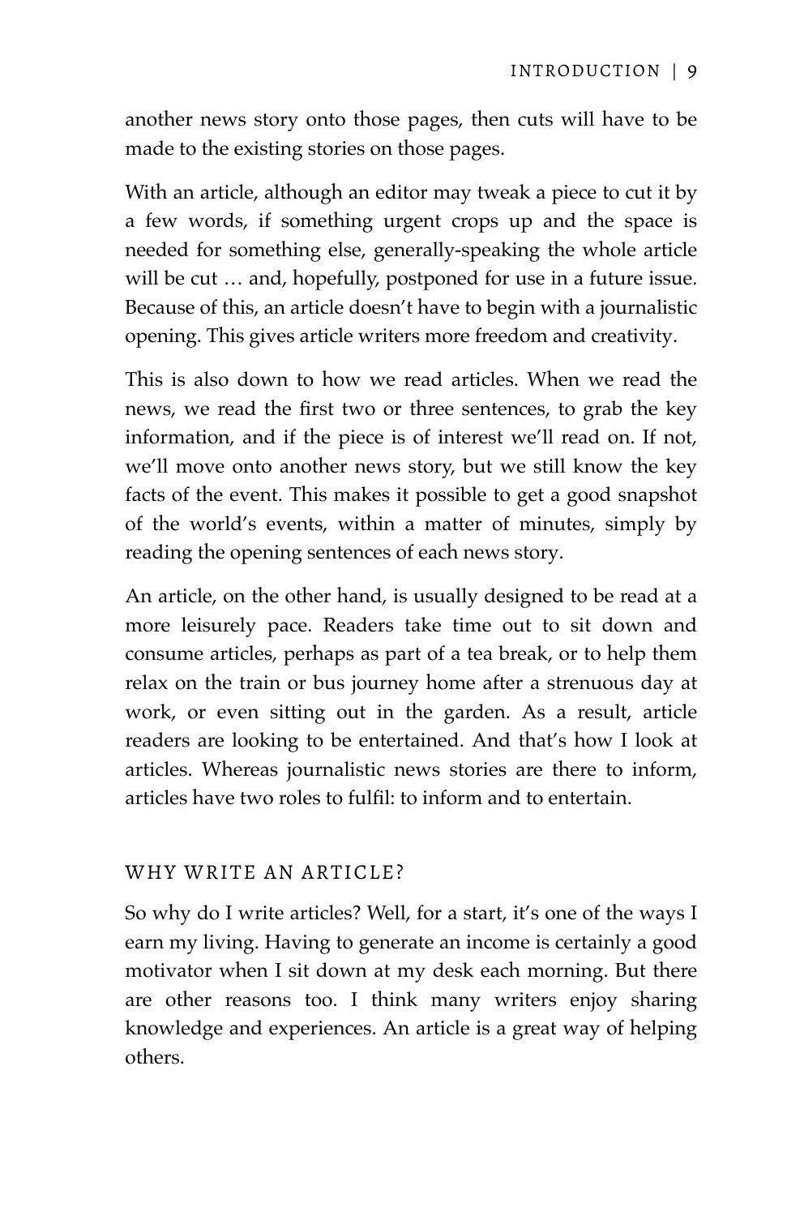another news story onto those pages, then cuts will have to be made to the existing stories on those pages.

With an article, although an editor may tweak a piece to cut it by a few words, if something urgent crops up and the space is needed for something else, generally-speaking the whole article will be cut … and, hopefully, postponed for use in a future issue. Because of this, an article doesn't have to begin with a journalistic opening. This gives article writers more freedom and creativity.

This is also down to how we read articles. When we read the news, we read the first two or three sentences, to grab the key information, and if the piece is of interest we'll read on. If not, we'll move onto another news story, but we still know the key facts of the event. This makes it possible to get a good snapshot of the world's events, within a matter of minutes, simply by reading the opening sentences of each news story.

An article, on the other hand, is usually designed to be read at a more leisurely pace. Readers take time out to sit down and consume articles, perhaps as part of a tea break, or to help them relax on the train or bus journey home after a strenuous day at work, or even sitting out in the garden. As a result, article readers are looking to be entertained. And that's how I look at articles. Whereas journalistic news stories are there to inform, articles have two roles to fulfil: to inform and to entertain.

## WHY WRITE AN ARTICLE?

So why do I write articles? Well, for a start, it's one of the ways I earn my living. Having to generate an income is certainly a good motivator when I sit down at my desk each morning. But there are other reasons too. I think many writers enjoy sharing knowledge and experiences. An article is a great way of helping others.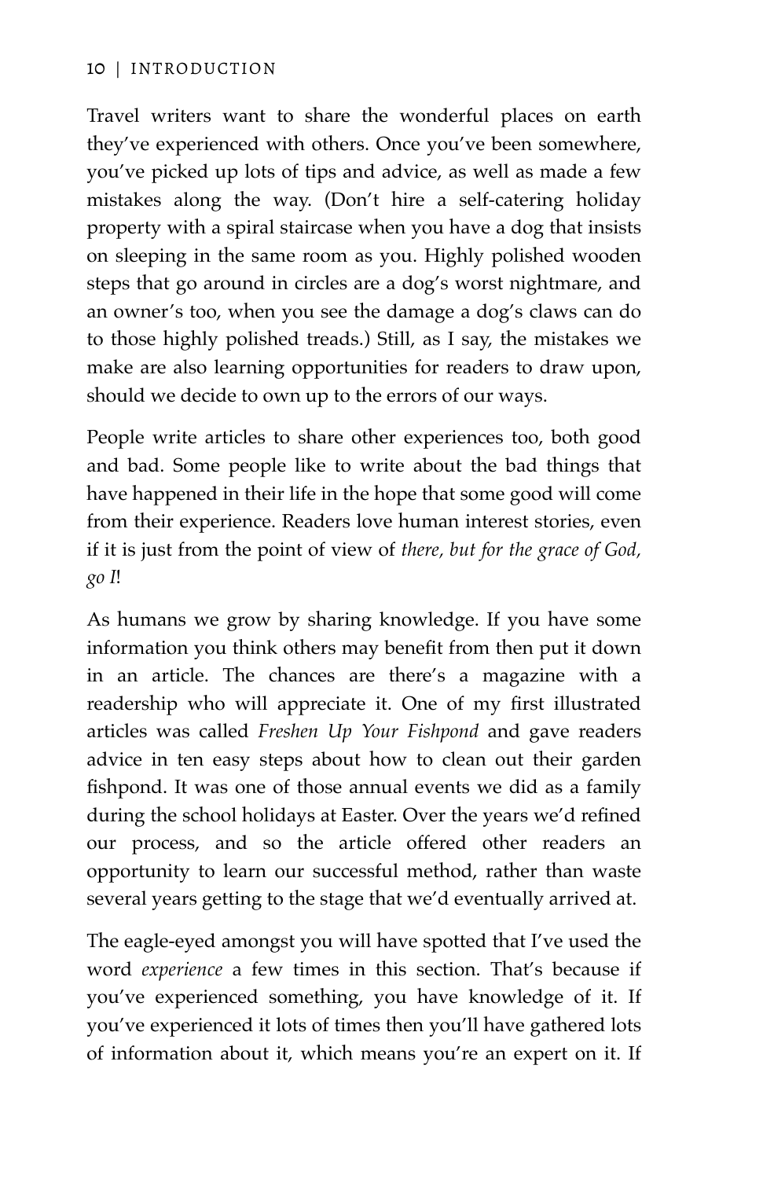Travel writers want to share the wonderful places on earth they've experienced with others. Once you've been somewhere, you've picked up lots of tips and advice, as well as made a few mistakes along the way. (Don't hire a self-catering holiday property with a spiral staircase when you have a dog that insists on sleeping in the same room as you. Highly polished wooden steps that go around in circles are a dog's worst nightmare, and an owner's too, when you see the damage a dog's claws can do to those highly polished treads.) Still, as I say, the mistakes we make are also learning opportunities for readers to draw upon, should we decide to own up to the errors of our ways.

People write articles to share other experiences too, both good and bad. Some people like to write about the bad things that have happened in their life in the hope that some good will come from their experience. Readers love human interest stories, even if it is just from the point of view of *there, but for the grace of God, go I*!

As humans we grow by sharing knowledge. If you have some information you think others may benefit from then put it down in an article. The chances are there's a magazine with a readership who will appreciate it. One of my first illustrated articles was called *Freshen Up Your Fishpond* and gave readers advice in ten easy steps about how to clean out their garden fishpond. It was one of those annual events we did as a family during the school holidays at Easter. Over the years we'd refined our process, and so the article offered other readers an opportunity to learn our successful method, rather than waste several years getting to the stage that we'd eventually arrived at.

The eagle-eyed amongst you will have spotted that I've used the word *experience* a few times in this section. That's because if you've experienced something, you have knowledge of it. If you've experienced it lots of times then you'll have gathered lots of information about it, which means you're an expert on it. If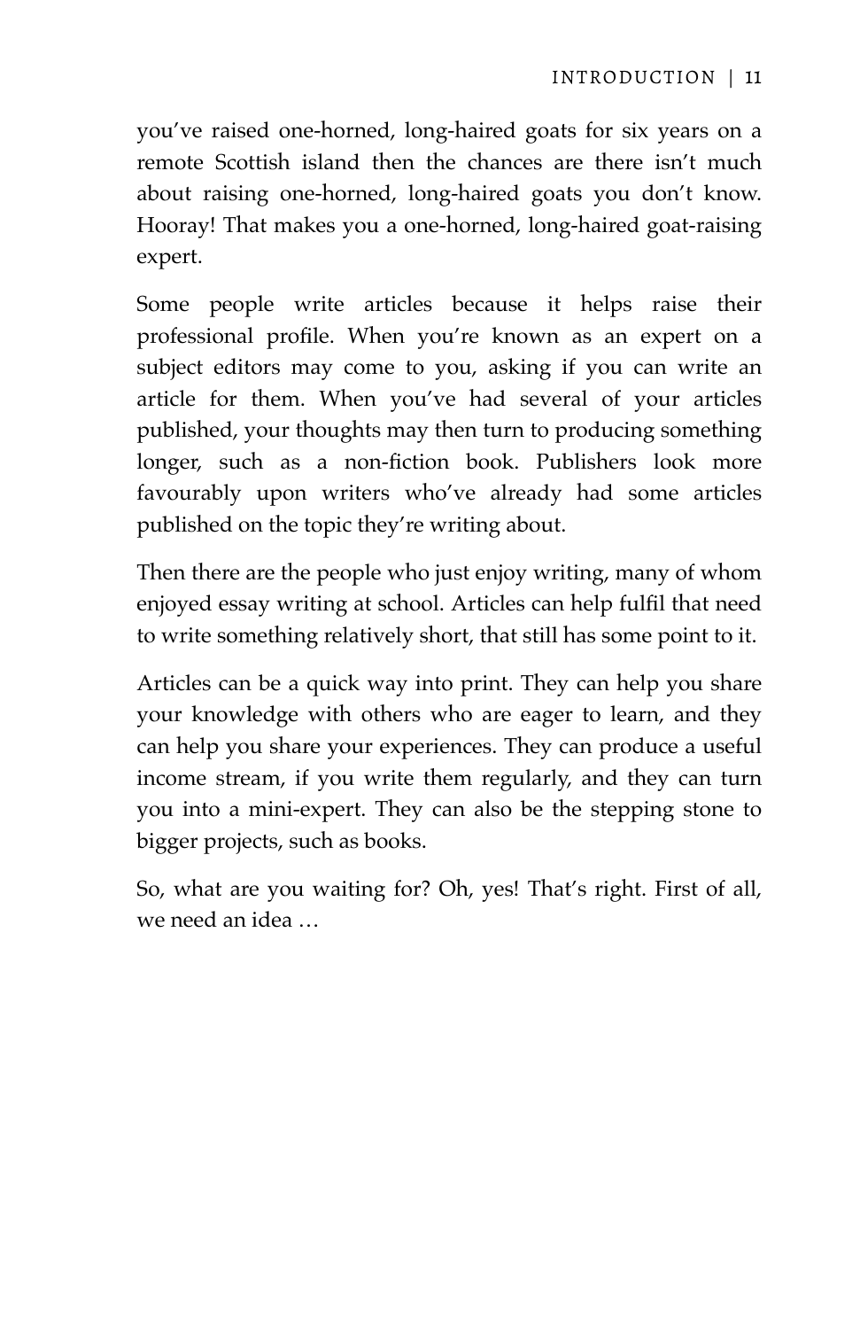you've raised one-horned, long-haired goats for six years on a remote Scottish island then the chances are there isn't much about raising one-horned, long-haired goats you don't know. Hooray! That makes you a one-horned, long-haired goat-raising expert.

Some people write articles because it helps raise their professional profile. When you're known as an expert on a subject editors may come to you, asking if you can write an article for them. When you've had several of your articles published, your thoughts may then turn to producing something longer, such as a non-fiction book. Publishers look more favourably upon writers who've already had some articles published on the topic they're writing about.

Then there are the people who just enjoy writing, many of whom enjoyed essay writing at school. Articles can help fulfil that need to write something relatively short, that still has some point to it.

Articles can be a quick way into print. They can help you share your knowledge with others who are eager to learn, and they can help you share your experiences. They can produce a useful income stream, if you write them regularly, and they can turn you into a mini-expert. They can also be the stepping stone to bigger projects, such as books.

So, what are you waiting for? Oh, yes! That's right. First of all, we need an idea …